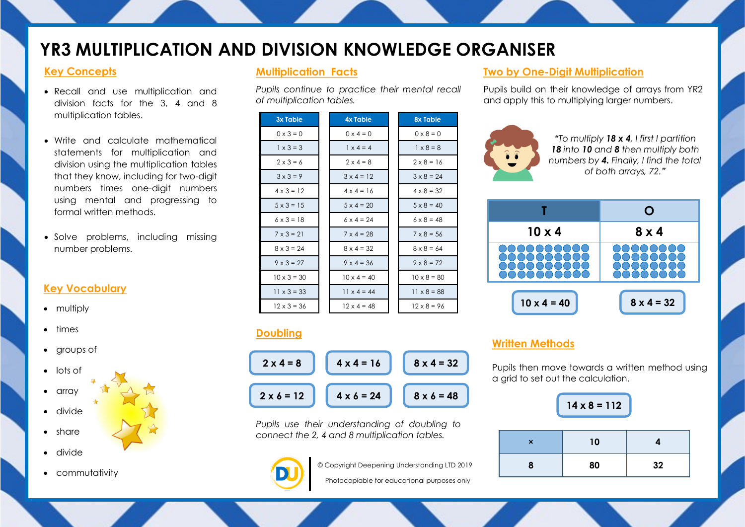# YR3 MULTIPLICATION AND DIVISION KNOWLEDGE ORGANISER

## Key Concepts

- Recall and use multiplication and division facts for the 3, 4 and 8 multiplication tables.
- Write and calculate mathematical statements for multiplication and division using the multiplication tables that they know, including for two-digit numbers times one-digit numbers using mental and progressing to formal written methods.
- Solve problems, including missing number problems.

## Key Vocabulary

- multiply
- times
- groups of
- lots of
- array
- divide
- share
- divide
- commutativity

## Multiplication Facts

*Pupils continue to practice their mental recall of multiplication tables.*

| 3x Table | 4x Table | 8x Table |
|---|---|---|
| 0 x 3 = 0 | 0 x 4 = 0 | 0 x 8 = 0 |
| 1 x 3 = 3 | 1 x 4 = 4 | 1 x 8 = 8 |
| 2 x 3 = 6 | 2 x 4 = 8 | 2 x 8 = 16 |
| 3 x 3 = 9 | 3 x 4 = 12 | 3 x 8 = 24 |
| 4 x 3 = 12 | 4 x 4 = 16 | 4 x 8 = 32 |
| 5 x 3 = 15 | 5 x 4 = 20 | 5 x 8 = 40 |
| 6 x 3 = 18 | 6 x 4 = 24 | 6 x 8 = 48 |
| 7 x 3 = 21 | 7 x 4 = 28 | 7 x 8 = 56 |
| 8 x 3 = 24 | 8 x 4 = 32 | 8 x 8 = 64 |
| 9 x 3 = 27 | 9 x 4 = 36 | 9 x 8 = 72 |
| 10 x 3 = 30 | 10 x 4 = 40 | 10 x 8 = 80 |
| 11 x 3 = 33 | 11 x 4 = 44 | 11 x 8 = 88 |
| 12 x 3 = 36 | 12 x 4 = 48 | 12 x 8 = 96 |

## Doubling

**2 x 4 = 8** | **4 x 4 = 16** | **8 x 4 = 32**

**2 x 6 = 12** | **4 x 6 = 24** | **8 x 6 = 48**

*Pupils use their understanding of doubling to connect the 2, 4 and 8 multiplication tables.*

© Copyright Deepening Understanding LTD 2019

Photocopiable for educational purposes only

## Two by One-Digit Multiplication

Pupils build on their knowledge of arrays from YR2 and apply this to multiplying larger numbers.

*"To multiply **18 x 4**, I first I partition **18** into **10** and **8** then multiply both numbers by **4.** Finally, I find the total of both arrays, 72."*

| T | O |
|---|---|
| 10 x 4 | 8 x 4 |

**10 x 4 = 40** | **8 x 4 = 32**

## Written Methods

Pupils then move towards a written method using a grid to set out the calculation.

**14 x 8 = 112**

| × | 10 | 4 |
|---|---|---|
| 8 | 80 | 32 |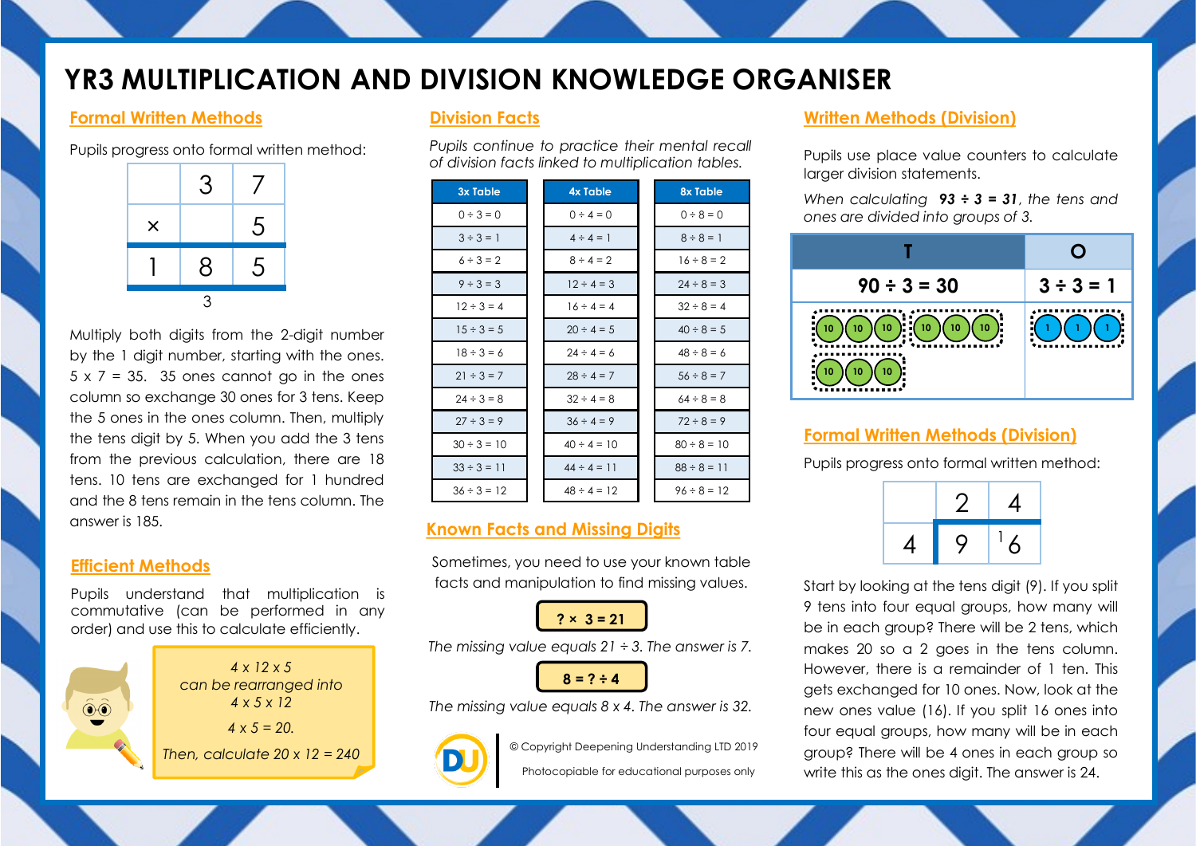# YR3 MULTIPLICATION AND DIVISION KNOWLEDGE ORGANISER

## Formal Written Methods

Pupils progress onto formal written method:

| | | |
|---|---|---|
| | 3 | 7 |
| × | | 5 |
| 1 | 8 | 5 |
| | 3 | |

Multiply both digits from the 2-digit number by the 1 digit number, starting with the ones. 5 x 7 = 35. 35 ones cannot go in the ones column so exchange 30 ones for 3 tens. Keep the 5 ones in the ones column. Then, multiply the tens digit by 5. When you add the 3 tens from the previous calculation, there are 18 tens. 10 tens are exchanged for 1 hundred and the 8 tens remain in the tens column. The answer is 185.

## Efficient Methods

Pupils understand that multiplication is commutative (can be performed in any order) and use this to calculate efficiently.

*4 x 12 x 5*
*can be rearranged into*
*4 x 5 x 12*

*4 x 5 = 20.*

*Then, calculate 20 x 12 = 240*

## Division Facts

*Pupils continue to practice their mental recall of division facts linked to multiplication tables.*

| 3x Table | 4x Table | 8x Table |
|---|---|---|
| 0 ÷ 3 = 0 | 0 ÷ 4 = 0 | 0 ÷ 8 = 0 |
| 3 ÷ 3 = 1 | 4 ÷ 4 = 1 | 8 ÷ 8 = 1 |
| 6 ÷ 3 = 2 | 8 ÷ 4 = 2 | 16 ÷ 8 = 2 |
| 9 ÷ 3 = 3 | 12 ÷ 4 = 3 | 24 ÷ 8 = 3 |
| 12 ÷ 3 = 4 | 16 ÷ 4 = 4 | 32 ÷ 8 = 4 |
| 15 ÷ 3 = 5 | 20 ÷ 4 = 5 | 40 ÷ 8 = 5 |
| 18 ÷ 3 = 6 | 24 ÷ 4 = 6 | 48 ÷ 8 = 6 |
| 21 ÷ 3 = 7 | 28 ÷ 4 = 7 | 56 ÷ 8 = 7 |
| 24 ÷ 3 = 8 | 32 ÷ 4 = 8 | 64 ÷ 8 = 8 |
| 27 ÷ 3 = 9 | 36 ÷ 4 = 9 | 72 ÷ 8 = 9 |
| 30 ÷ 3 = 10 | 40 ÷ 4 = 10 | 80 ÷ 8 = 10 |
| 33 ÷ 3 = 11 | 44 ÷ 4 = 11 | 88 ÷ 8 = 11 |
| 36 ÷ 3 = 12 | 48 ÷ 4 = 12 | 96 ÷ 8 = 12 |

## Known Facts and Missing Digits

Sometimes, you need to use your known table facts and manipulation to find missing values.

**? × 3 = 21**

*The missing value equals 21 ÷ 3. The answer is 7.*

**8 = ? ÷ 4**

*The missing value equals 8 x 4. The answer is 32.*

© Copyright Deepening Understanding LTD 2019

Photocopiable for educational purposes only

## Written Methods (Division)

Pupils use place value counters to calculate larger division statements.

*When calculating* ***93 ÷ 3 = 31****, the tens and ones are divided into groups of 3.*

| T | O |
|---|---|
| 90 ÷ 3 = 30 | 3 ÷ 3 = 1 |
| 10 10 10 / 10 10 10 / 10 10 10 | 1 1 1 |

## Formal Written Methods (Division)

Pupils progress onto formal written method:

| | | |
|---|---|---|
| | 2 | 4 |
| 4 | 9 | [1]6 |

Start by looking at the tens digit (9). If you split 9 tens into four equal groups, how many will be in each group? There will be 2 tens, which makes 20 so a 2 goes in the tens column. However, there is a remainder of 1 ten. This gets exchanged for 10 ones. Now, look at the new ones value (16). If you split 16 ones into four equal groups, how many will be in each group? There will be 4 ones in each group so write this as the ones digit. The answer is 24.